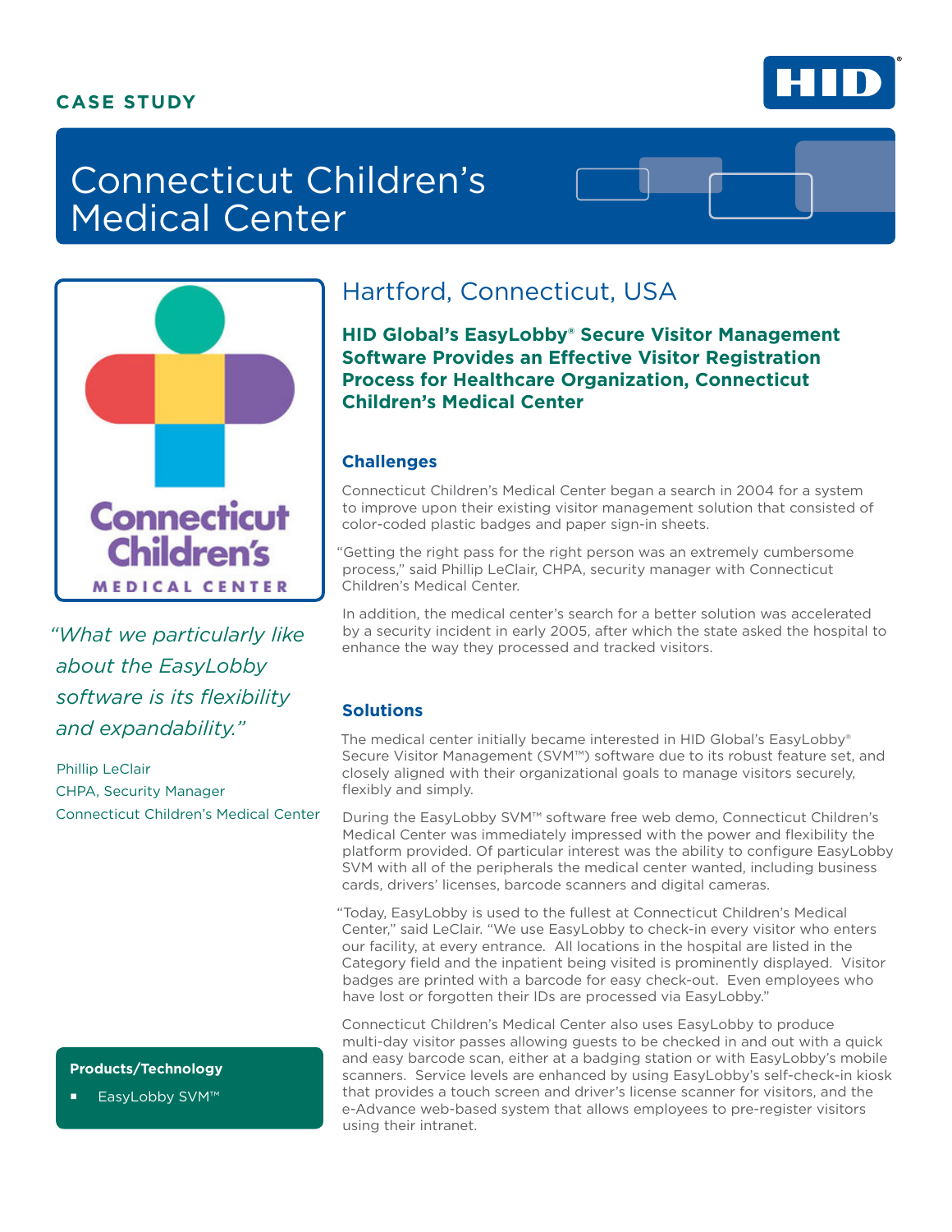**CASE STUDY**

# Connecticut Children's Medical Center

*"What we particularly like about the EasyLobby software is its flexibility and expandability."*

Phillip LeClair
CHPA, Security Manager
Connecticut Children's Medical Center

## Hartford, Connecticut, USA

### HID Global's EasyLobby® Secure Visitor Management Software Provides an Effective Visitor Registration Process for Healthcare Organization, Connecticut Children's Medical Center

### Challenges

Connecticut Children's Medical Center began a search in 2004 for a system to improve upon their existing visitor management solution that consisted of color-coded plastic badges and paper sign-in sheets.

"Getting the right pass for the right person was an extremely cumbersome process," said Phillip LeClair, CHPA, security manager with Connecticut Children's Medical Center.

In addition, the medical center's search for a better solution was accelerated by a security incident in early 2005, after which the state asked the hospital to enhance the way they processed and tracked visitors.

### Solutions

The medical center initially became interested in HID Global's EasyLobby® Secure Visitor Management (SVM™) software due to its robust feature set, and closely aligned with their organizational goals to manage visitors securely, flexibly and simply.

During the EasyLobby SVM™ software free web demo, Connecticut Children's Medical Center was immediately impressed with the power and flexibility the platform provided. Of particular interest was the ability to configure EasyLobby SVM with all of the peripherals the medical center wanted, including business cards, drivers' licenses, barcode scanners and digital cameras.

"Today, EasyLobby is used to the fullest at Connecticut Children's Medical Center," said LeClair. "We use EasyLobby to check-in every visitor who enters our facility, at every entrance. All locations in the hospital are listed in the Category field and the inpatient being visited is prominently displayed. Visitor badges are printed with a barcode for easy check-out. Even employees who have lost or forgotten their IDs are processed via EasyLobby."

Connecticut Children's Medical Center also uses EasyLobby to produce multi-day visitor passes allowing guests to be checked in and out with a quick and easy barcode scan, either at a badging station or with EasyLobby's mobile scanners. Service levels are enhanced by using EasyLobby's self-check-in kiosk that provides a touch screen and driver's license scanner for visitors, and the e-Advance web-based system that allows employees to pre-register visitors using their intranet.

**Products/Technology**

- EasyLobby SVM™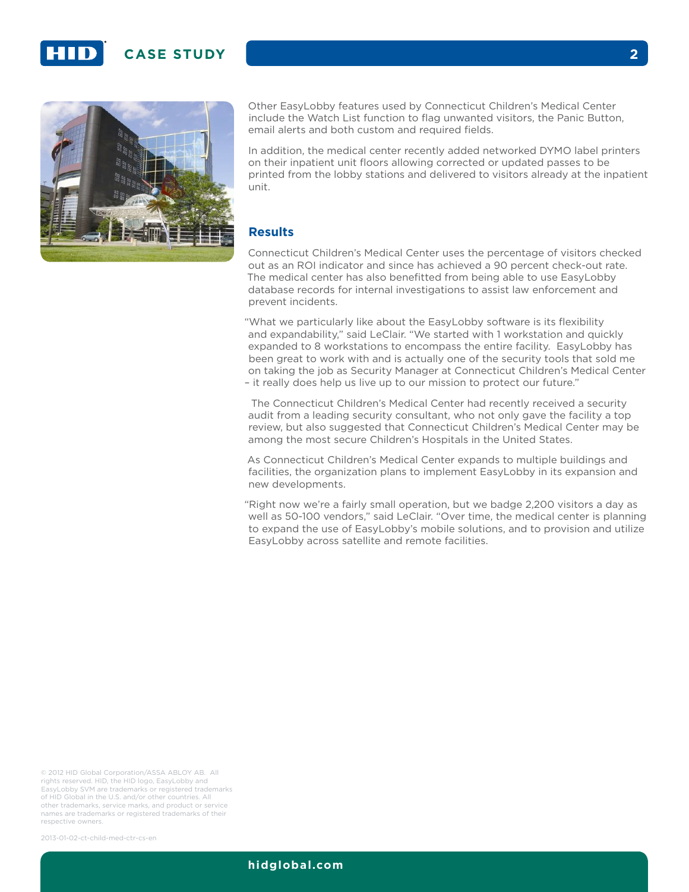Other EasyLobby features used by Connecticut Children's Medical Center include the Watch List function to flag unwanted visitors, the Panic Button, email alerts and both custom and required fields.

In addition, the medical center recently added networked DYMO label printers on their inpatient unit floors allowing corrected or updated passes to be printed from the lobby stations and delivered to visitors already at the inpatient unit.

## Results

Connecticut Children's Medical Center uses the percentage of visitors checked out as an ROI indicator and since has achieved a 90 percent check-out rate. The medical center has also benefitted from being able to use EasyLobby database records for internal investigations to assist law enforcement and prevent incidents.

"What we particularly like about the EasyLobby software is its flexibility and expandability," said LeClair. "We started with 1 workstation and quickly expanded to 8 workstations to encompass the entire facility. EasyLobby has been great to work with and is actually one of the security tools that sold me on taking the job as Security Manager at Connecticut Children's Medical Center – it really does help us live up to our mission to protect our future."

The Connecticut Children's Medical Center had recently received a security audit from a leading security consultant, who not only gave the facility a top review, but also suggested that Connecticut Children's Medical Center may be among the most secure Children's Hospitals in the United States.

As Connecticut Children's Medical Center expands to multiple buildings and facilities, the organization plans to implement EasyLobby in its expansion and new developments.

"Right now we're a fairly small operation, but we badge 2,200 visitors a day as well as 50-100 vendors," said LeClair. "Over time, the medical center is planning to expand the use of EasyLobby's mobile solutions, and to provision and utilize EasyLobby across satellite and remote facilities.

© 2012 HID Global Corporation/ASSA ABLOY AB. All rights reserved. HID, the HID logo, EasyLobby and EasyLobby SVM are trademarks or registered trademarks of HID Global in the U.S. and/or other countries. All other trademarks, service marks, and product or service names are trademarks or registered trademarks of their respective owners.

2013-01-02-ct-child-med-ctr-cs-en

hidglobal.com